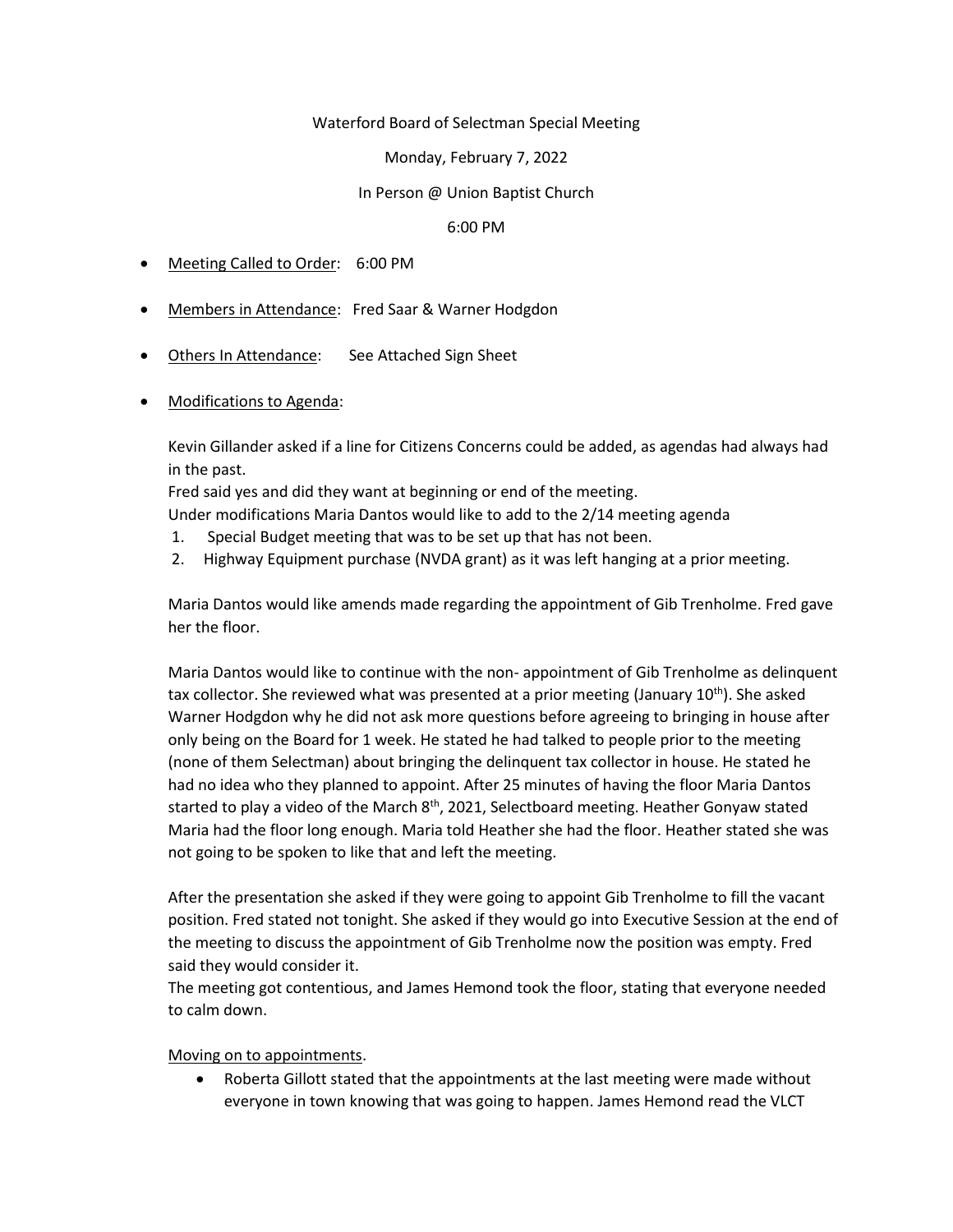Waterford Board of Selectman Special Meeting

Monday, February 7, 2022

In Person @ Union Baptist Church

6:00 PM

- Meeting Called to Order: 6:00 PM
- Members in Attendance: Fred Saar & Warner Hodgdon
- Others In Attendance: See Attached Sign Sheet
- Modifications to Agenda:

Kevin Gillander asked if a line for Citizens Concerns could be added, as agendas had always had in the past.
Fred said yes and did they want at beginning or end of the meeting.
Under modifications Maria Dantos would like to add to the 2/14 meeting agenda

1. Special Budget meeting that was to be set up that has not been.
2. Highway Equipment purchase (NVDA grant) as it was left hanging at a prior meeting.

Maria Dantos would like amends made regarding the appointment of Gib Trenholme. Fred gave her the floor.

Maria Dantos would like to continue with the non- appointment of Gib Trenholme as delinquent tax collector. She reviewed what was presented at a prior meeting (January 10th). She asked Warner Hodgdon why he did not ask more questions before agreeing to bringing in house after only being on the Board for 1 week. He stated he had talked to people prior to the meeting (none of them Selectman) about bringing the delinquent tax collector in house. He stated he had no idea who they planned to appoint. After 25 minutes of having the floor Maria Dantos started to play a video of the March 8th, 2021, Selectboard meeting. Heather Gonyaw stated Maria had the floor long enough. Maria told Heather she had the floor. Heather stated she was not going to be spoken to like that and left the meeting.

After the presentation she asked if they were going to appoint Gib Trenholme to fill the vacant position. Fred stated not tonight. She asked if they would go into Executive Session at the end of the meeting to discuss the appointment of Gib Trenholme now the position was empty. Fred said they would consider it.
The meeting got contentious, and James Hemond took the floor, stating that everyone needed to calm down.

Moving on to appointments.

- Roberta Gillott stated that the appointments at the last meeting were made without everyone in town knowing that was going to happen. James Hemond read the VLCT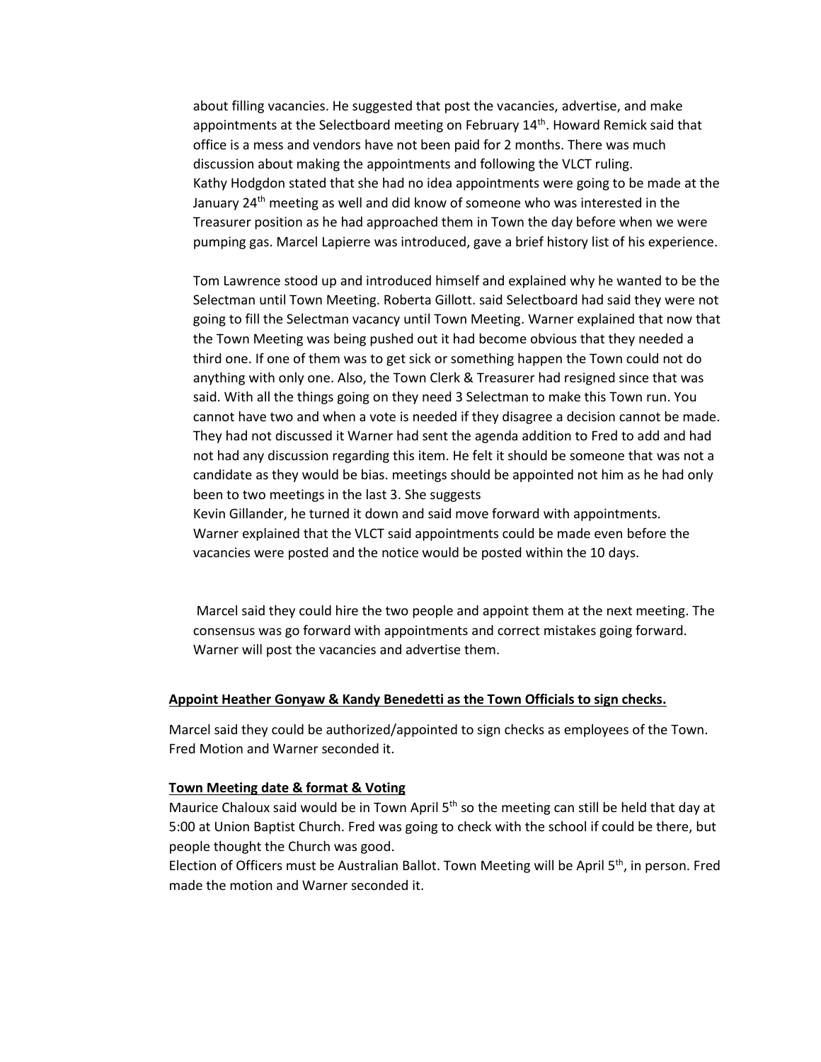about filling vacancies. He suggested that post the vacancies, advertise, and make appointments at the Selectboard meeting on February 14th. Howard Remick said that office is a mess and vendors have not been paid for 2 months. There was much discussion about making the appointments and following the VLCT ruling.
Kathy Hodgdon stated that she had no idea appointments were going to be made at the January 24th meeting as well and did know of someone who was interested in the Treasurer position as he had approached them in Town the day before when we were pumping gas. Marcel Lapierre was introduced, gave a brief history list of his experience.

Tom Lawrence stood up and introduced himself and explained why he wanted to be the Selectman until Town Meeting. Roberta Gillott. said Selectboard had said they were not going to fill the Selectman vacancy until Town Meeting. Warner explained that now that the Town Meeting was being pushed out it had become obvious that they needed a third one. If one of them was to get sick or something happen the Town could not do anything with only one. Also, the Town Clerk & Treasurer had resigned since that was said. With all the things going on they need 3 Selectman to make this Town run. You cannot have two and when a vote is needed if they disagree a decision cannot be made. They had not discussed it Warner had sent the agenda addition to Fred to add and had not had any discussion regarding this item. He felt it should be someone that was not a candidate as they would be bias. meetings should be appointed not him as he had only been to two meetings in the last 3. She suggests
Kevin Gillander, he turned it down and said move forward with appointments.
Warner explained that the VLCT said appointments could be made even before the vacancies were posted and the notice would be posted within the 10 days.

Marcel said they could hire the two people and appoint them at the next meeting. The consensus was go forward with appointments and correct mistakes going forward. Warner will post the vacancies and advertise them.

**Appoint Heather Gonyaw & Kandy Benedetti as the Town Officials to sign checks.**

Marcel said they could be authorized/appointed to sign checks as employees of the Town. Fred Motion and Warner seconded it.

**Town Meeting date & format & Voting**

Maurice Chaloux said would be in Town April 5th so the meeting can still be held that day at 5:00 at Union Baptist Church. Fred was going to check with the school if could be there, but people thought the Church was good.
Election of Officers must be Australian Ballot. Town Meeting will be April 5th, in person. Fred made the motion and Warner seconded it.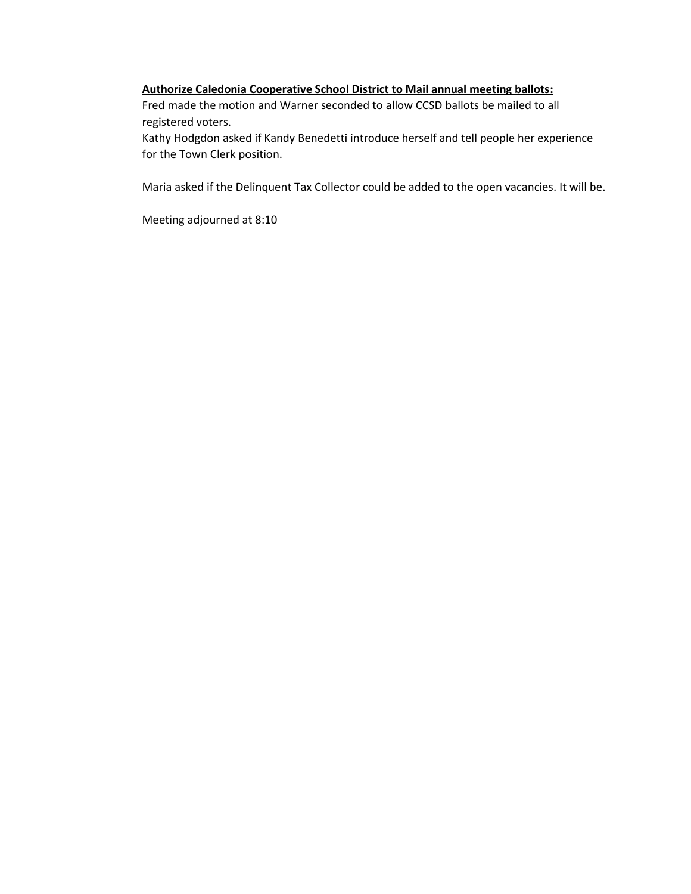**<u>Authorize Caledonia Cooperative School District to Mail annual meeting ballots:</u>**
Fred made the motion and Warner seconded to allow CCSD ballots be mailed to all registered voters.
Kathy Hodgdon asked if Kandy Benedetti introduce herself and tell people her experience for the Town Clerk position.

Maria asked if the Delinquent Tax Collector could be added to the open vacancies. It will be.

Meeting adjourned at 8:10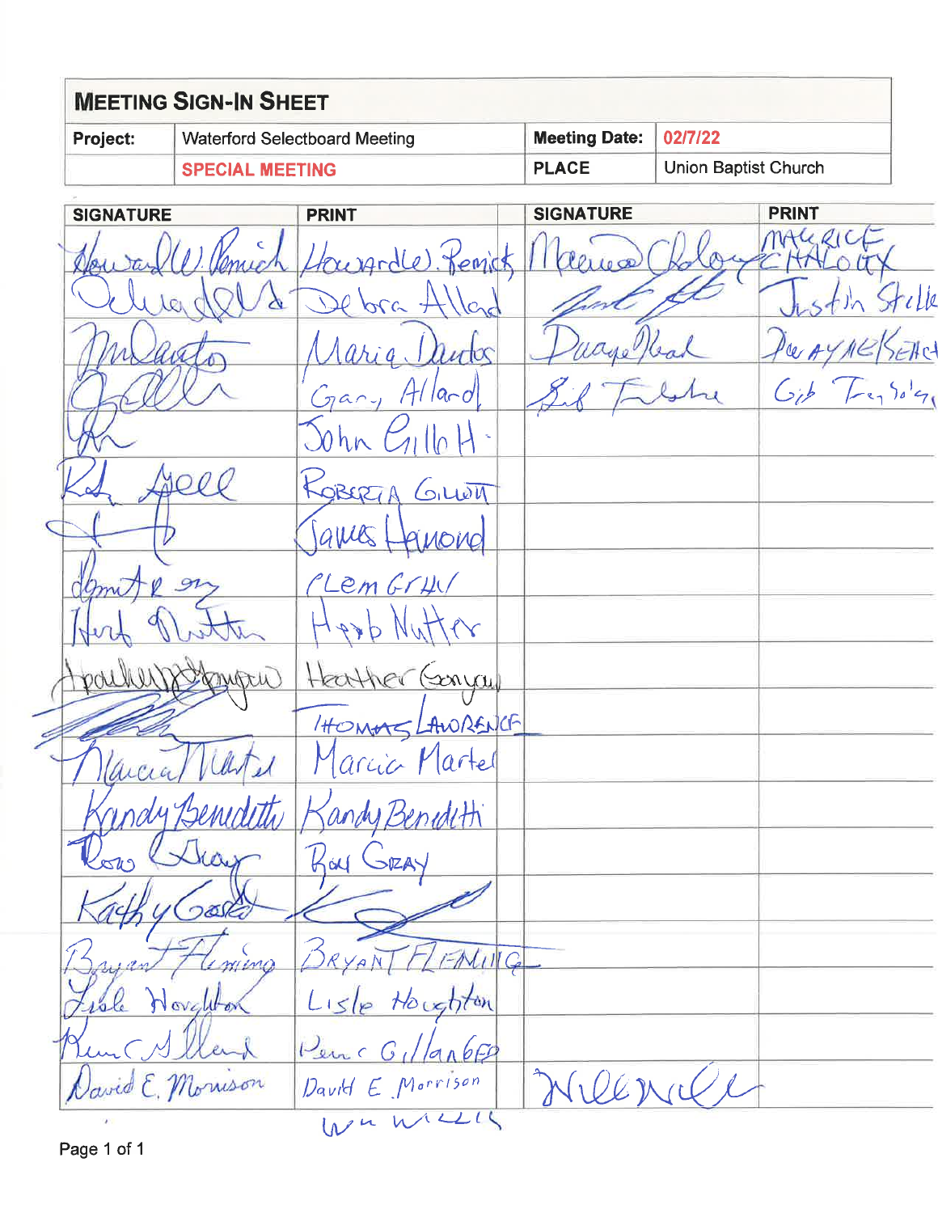# MEETING SIGN-IN SHEET

| Project: | Waterford Selectboard Meeting | Meeting Date: | 02/7/22 |
|---|---|---|---|
| | SPECIAL MEETING | PLACE | Union Baptist Church |

| SIGNATURE | PRINT | SIGNATURE | PRINT |
|---|---|---|---|
| Howard W. Remick | Howardle). Remick | Maurice Chaloux | MAURICE CHALOUX |
| Debra Allard | Debra Allard | Justin Stelle | Justin Stelle |
| M Dantos | Maria Dantos | Duayne Beach | DWAYNE BEACH |
| G Allard | Gary Allard | Gib Trabsha | Gib Trabsha |
| JG | John Gillott | | |
| Rob Gell | ROBERTA GILLOTT | | |
| | James Hamond | | |
| Clem R Gray | CLEM GRAY | | |
| Herb Nutter | Herb Nutter | | |
| Heather Sanyan | Heather Sanyan | | |
| | THOMAS LAWRENCE | | |
| Marcia Martel | Marcia Martel | | |
| Kandy Beneditti | Kandy Beneditti | | |
| Ross Gray | Ross GRAY | | |
| Kathy Gast | | | |
| Bryant Fleming | BRYANT FLEMING | | |
| Lisle Houghton | Lisle Houghton | | |
| Penn C Gillander | Penn C Gillander | | |
| David E. Morrison | David E Morrison | Will Will | |
| | Wm Willis | | |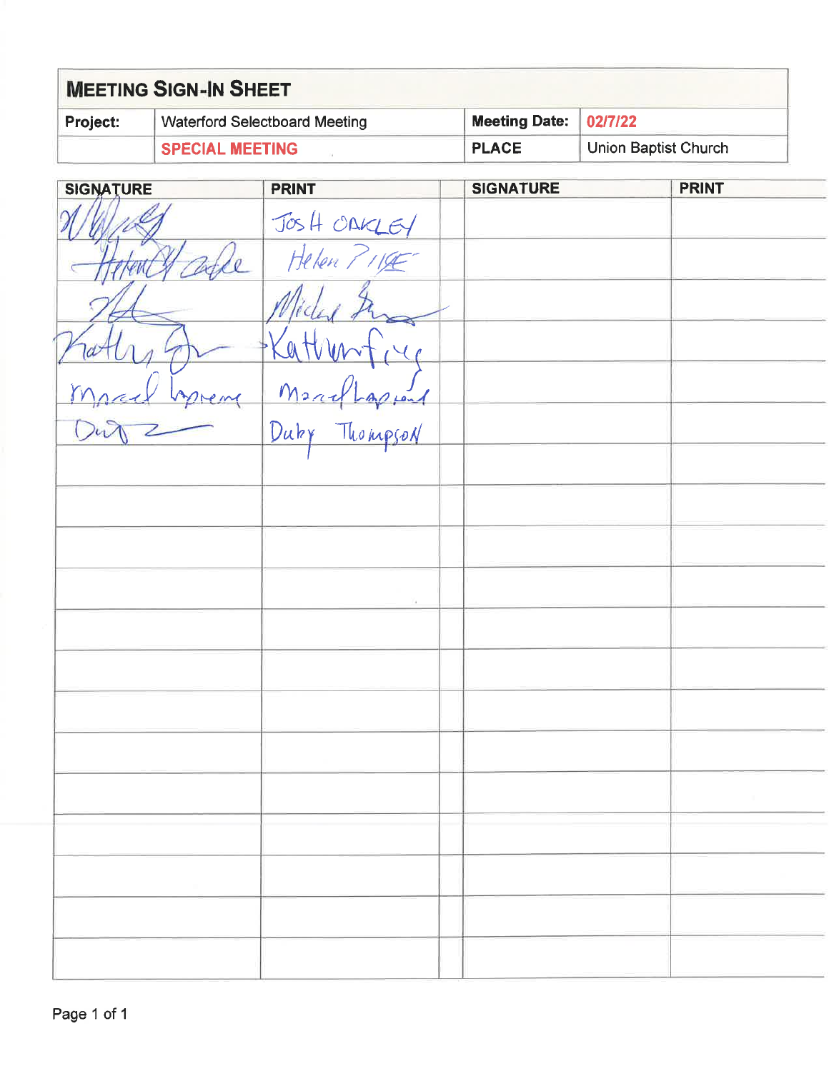## MEETING SIGN-IN SHEET

| | | | |
|---|---|---|---|
| **Project:** | Waterford Selectboard Meeting | **Meeting Date:** | 02/7/22 |
| | SPECIAL MEETING | **PLACE** | Union Baptist Church |

| SIGNATURE | PRINT | SIGNATURE | PRINT |
|---|---|---|---|
| [signature] | JOSH OAKLEY | | |
| [signature] | Helen ? | | |
| [signature] | Michael ? | | |
| [signature] | Kathryn Fry | | |
| [signature] | Marcel Lapierre | | |
| [signature] | Duby Thompson | | |
| | | | |
| | | | |
| | | | |
| | | | |
| | | | |
| | | | |
| | | | |
| | | | |
| | | | |
| | | | |
| | | | |
| | | | |
| | | | |